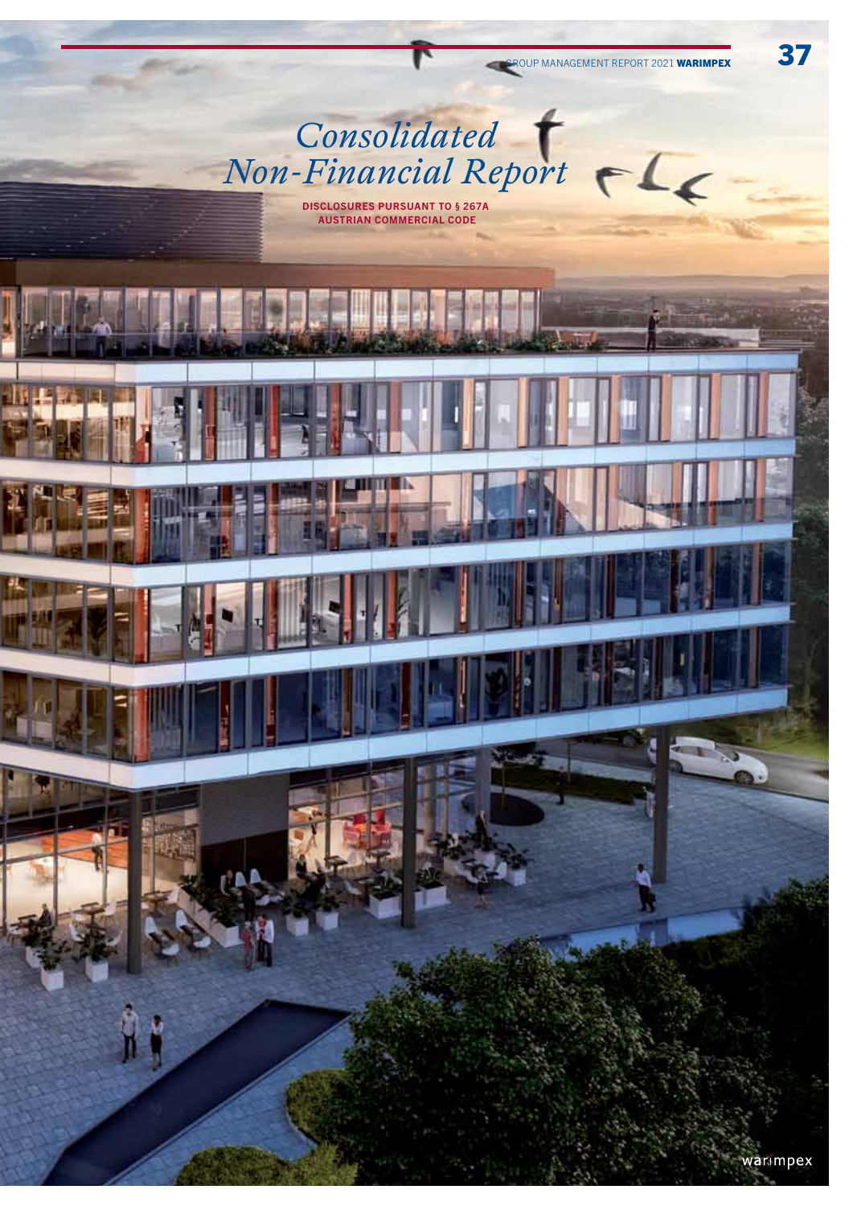# *Consolidated Non-Financial Report*

**DISCLOSURES PURSUANT TO § 267A AUSTRIAN COMMERCIAL CODE**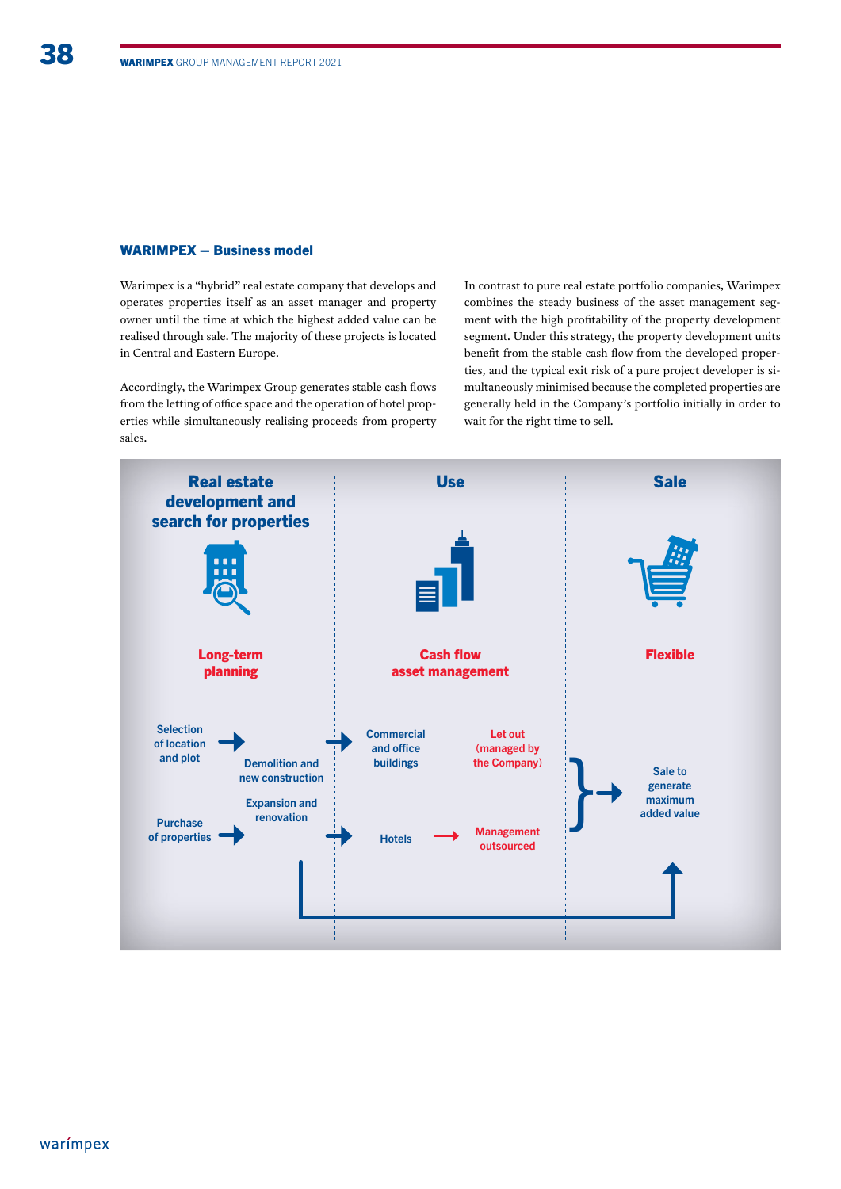## WARIMPEX – Business model

Warimpex is a “hybrid” real estate company that develops and operates properties itself as an asset manager and property owner until the time at which the highest added value can be realised through sale. The majority of these projects is located in Central and Eastern Europe.

Accordingly, the Warimpex Group generates stable cash flows from the letting of office space and the operation of hotel properties while simultaneously realising proceeds from property sales.

In contrast to pure real estate portfolio companies, Warimpex combines the steady business of the asset management segment with the high profitability of the property development segment. Under this strategy, the property development units benefit from the stable cash flow from the developed properties, and the typical exit risk of a pure project developer is simultaneously minimised because the completed properties are generally held in the Company’s portfolio initially in order to wait for the right time to sell.

Real estate development and search for properties

Use

Sale

Long-term planning

Cash flow asset management

Flexible

Selection of location and plot

Demolition and new construction

Expansion and renovation

Purchase of properties

Commercial and office buildings

Let out (managed by the Company)

Hotels

Management outsourced

Sale to generate maximum added value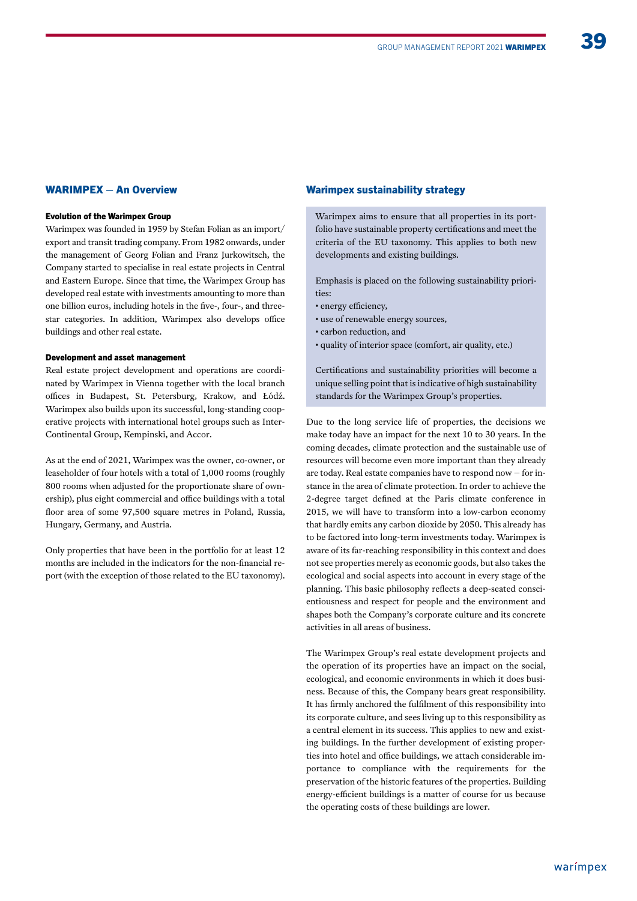## WARIMPEX – An Overview

### Evolution of the Warimpex Group

Warimpex was founded in 1959 by Stefan Folian as an import/export and transit trading company. From 1982 onwards, under the management of Georg Folian and Franz Jurkowitsch, the Company started to specialise in real estate projects in Central and Eastern Europe. Since that time, the Warimpex Group has developed real estate with investments amounting to more than one billion euros, including hotels in the five-, four-, and three-star categories. In addition, Warimpex also develops office buildings and other real estate.

### Development and asset management

Real estate project development and operations are coordinated by Warimpex in Vienna together with the local branch offices in Budapest, St. Petersburg, Krakow, and Łódź. Warimpex also builds upon its successful, long-standing cooperative projects with international hotel groups such as InterContinental Group, Kempinski, and Accor.

As at the end of 2021, Warimpex was the owner, co-owner, or leaseholder of four hotels with a total of 1,000 rooms (roughly 800 rooms when adjusted for the proportionate share of ownership), plus eight commercial and office buildings with a total floor area of some 97,500 square metres in Poland, Russia, Hungary, Germany, and Austria.

Only properties that have been in the portfolio for at least 12 months are included in the indicators for the non-financial report (with the exception of those related to the EU taxonomy).

## Warimpex sustainability strategy

Warimpex aims to ensure that all properties in its portfolio have sustainable property certifications and meet the criteria of the EU taxonomy. This applies to both new developments and existing buildings.

Emphasis is placed on the following sustainability priorities:

- energy efficiency,
- use of renewable energy sources,
- carbon reduction, and
- quality of interior space (comfort, air quality, etc.)

Certifications and sustainability priorities will become a unique selling point that is indicative of high sustainability standards for the Warimpex Group's properties.

Due to the long service life of properties, the decisions we make today have an impact for the next 10 to 30 years. In the coming decades, climate protection and the sustainable use of resources will become even more important than they already are today. Real estate companies have to respond now – for instance in the area of climate protection. In order to achieve the 2-degree target defined at the Paris climate conference in 2015, we will have to transform into a low-carbon economy that hardly emits any carbon dioxide by 2050. This already has to be factored into long-term investments today. Warimpex is aware of its far-reaching responsibility in this context and does not see properties merely as economic goods, but also takes the ecological and social aspects into account in every stage of the planning. This basic philosophy reflects a deep-seated conscientiousness and respect for people and the environment and shapes both the Company's corporate culture and its concrete activities in all areas of business.

The Warimpex Group's real estate development projects and the operation of its properties have an impact on the social, ecological, and economic environments in which it does business. Because of this, the Company bears great responsibility. It has firmly anchored the fulfilment of this responsibility into its corporate culture, and sees living up to this responsibility as a central element in its success. This applies to new and existing buildings. In the further development of existing properties into hotel and office buildings, we attach considerable importance to compliance with the requirements for the preservation of the historic features of the properties. Building energy-efficient buildings is a matter of course for us because the operating costs of these buildings are lower.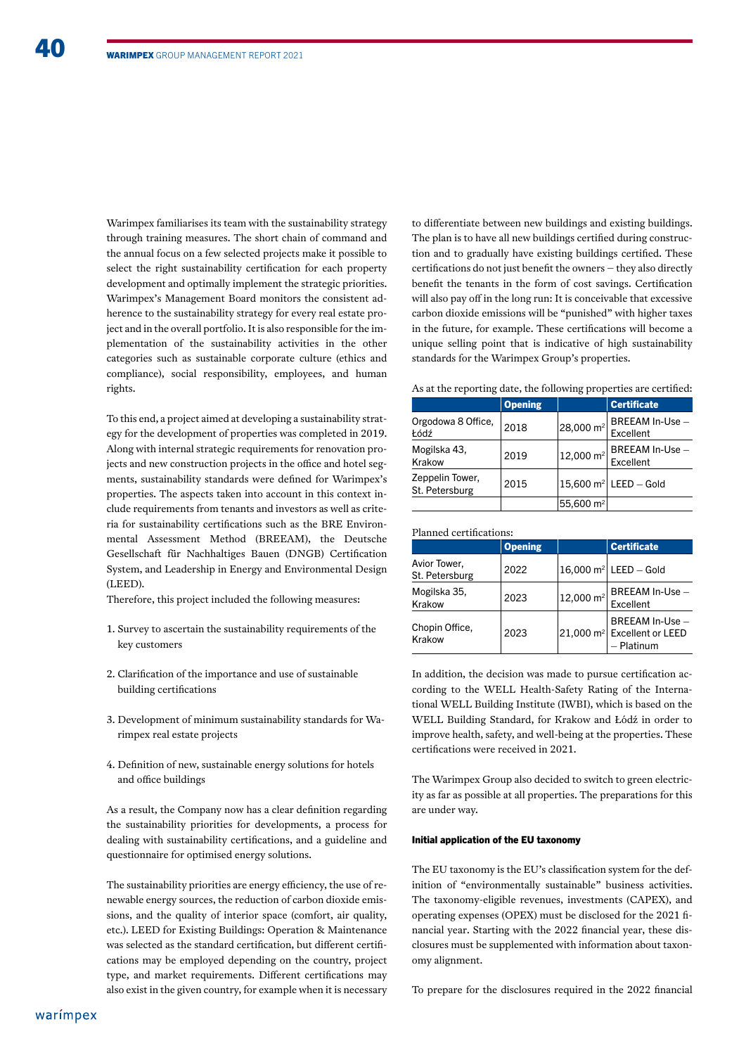Warimpex familiarises its team with the sustainability strategy through training measures. The short chain of command and the annual focus on a few selected projects make it possible to select the right sustainability certification for each property development and optimally implement the strategic priorities. Warimpex's Management Board monitors the consistent adherence to the sustainability strategy for every real estate project and in the overall portfolio. It is also responsible for the implementation of the sustainability activities in the other categories such as sustainable corporate culture (ethics and compliance), social responsibility, employees, and human rights.

To this end, a project aimed at developing a sustainability strategy for the development of properties was completed in 2019. Along with internal strategic requirements for renovation projects and new construction projects in the office and hotel segments, sustainability standards were defined for Warimpex's properties. The aspects taken into account in this context include requirements from tenants and investors as well as criteria for sustainability certifications such as the BRE Environmental Assessment Method (BREEAM), the Deutsche Gesellschaft für Nachhaltiges Bauen (DNGB) Certification System, and Leadership in Energy and Environmental Design (LEED).

Therefore, this project included the following measures:

1. Survey to ascertain the sustainability requirements of the key customers
2. Clarification of the importance and use of sustainable building certifications
3. Development of minimum sustainability standards for Warimpex real estate projects
4. Definition of new, sustainable energy solutions for hotels and office buildings

As a result, the Company now has a clear definition regarding the sustainability priorities for developments, a process for dealing with sustainability certifications, and a guideline and questionnaire for optimised energy solutions.

The sustainability priorities are energy efficiency, the use of renewable energy sources, the reduction of carbon dioxide emissions, and the quality of interior space (comfort, air quality, etc.). LEED for Existing Buildings: Operation & Maintenance was selected as the standard certification, but different certifications may be employed depending on the country, project type, and market requirements. Different certifications may also exist in the given country, for example when it is necessary to differentiate between new buildings and existing buildings. The plan is to have all new buildings certified during construction and to gradually have existing buildings certified. These certifications do not just benefit the owners – they also directly benefit the tenants in the form of cost savings. Certification will also pay off in the long run: It is conceivable that excessive carbon dioxide emissions will be "punished" with higher taxes in the future, for example. These certifications will become a unique selling point that is indicative of high sustainability standards for the Warimpex Group's properties.

As at the reporting date, the following properties are certified:

| | Opening | | Certificate |
|---|---|---|---|
| Orgodowa 8 Office, Łódź | 2018 | 28,000 m² | BREEAM In-Use – Excellent |
| Mogilska 43, Krakow | 2019 | 12,000 m² | BREEAM In-Use – Excellent |
| Zeppelin Tower, St. Petersburg | 2015 | 15,600 m² | LEED – Gold |
| | | 55,600 m² | |

Planned certifications:

| | Opening | | Certificate |
|---|---|---|---|
| Avior Tower, St. Petersburg | 2022 | 16,000 m² | LEED – Gold |
| Mogilska 35, Krakow | 2023 | 12,000 m² | BREEAM In-Use – Excellent |
| Chopin Office, Krakow | 2023 | 21,000 m² | BREEAM In-Use – Excellent or LEED – Platinum |

In addition, the decision was made to pursue certification according to the WELL Health-Safety Rating of the International WELL Building Institute (IWBI), which is based on the WELL Building Standard, for Krakow and Łódź in order to improve health, safety, and well-being at the properties. These certifications were received in 2021.

The Warimpex Group also decided to switch to green electricity as far as possible at all properties. The preparations for this are under way.

#### Initial application of the EU taxonomy

The EU taxonomy is the EU's classification system for the definition of "environmentally sustainable" business activities. The taxonomy-eligible revenues, investments (CAPEX), and operating expenses (OPEX) must be disclosed for the 2021 financial year. Starting with the 2022 financial year, these disclosures must be supplemented with information about taxonomy alignment.

To prepare for the disclosures required in the 2022 financial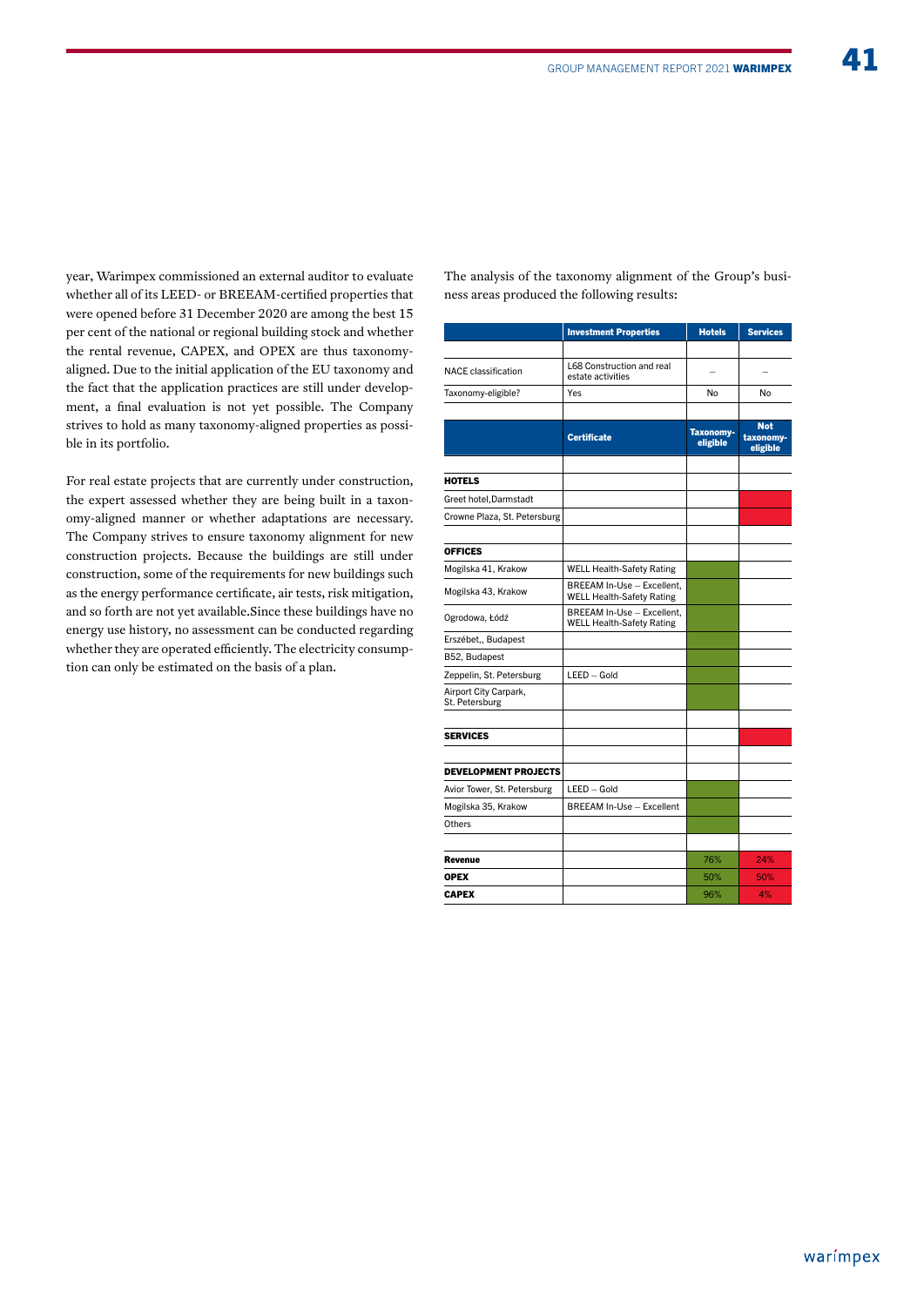year, Warimpex commissioned an external auditor to evaluate whether all of its LEED- or BREEAM-certified properties that were opened before 31 December 2020 are among the best 15 per cent of the national or regional building stock and whether the rental revenue, CAPEX, and OPEX are thus taxonomy-aligned. Due to the initial application of the EU taxonomy and the fact that the application practices are still under development, a final evaluation is not yet possible. The Company strives to hold as many taxonomy-aligned properties as possible in its portfolio.

For real estate projects that are currently under construction, the expert assessed whether they are being built in a taxonomy-aligned manner or whether adaptations are necessary. The Company strives to ensure taxonomy alignment for new construction projects. Because the buildings are still under construction, some of the requirements for new buildings such as the energy performance certificate, air tests, risk mitigation, and so forth are not yet available.Since these buildings have no energy use history, no assessment can be conducted regarding whether they are operated efficiently. The electricity consumption can only be estimated on the basis of a plan.

The analysis of the taxonomy alignment of the Group's business areas produced the following results:

| | Investment Properties | Hotels | Services |
|---|---|---|---|
| | | | |
| NACE classification | L68 Construction and real estate activities | – | – |
| Taxonomy-eligible? | Yes | No | No |
| | | | |
| | **Certificate** | **Taxonomy-eligible** | **Not taxonomy-eligible** |
| | | | |
| **HOTELS** | | | |
| Greet hotel,Darmstadt | | | ■ |
| Crowne Plaza, St. Petersburg | | | ■ |
| | | | |
| **OFFICES** | | | |
| Mogilska 41, Krakow | WELL Health-Safety Rating | ■ | |
| Mogilska 43, Krakow | BREEAM In-Use – Excellent, WELL Health-Safety Rating | ■ | |
| Ogrodowa, Łódź | BREEAM In-Use – Excellent, WELL Health-Safety Rating | ■ | |
| Erszébet,, Budapest | | ■ | |
| B52, Budapest | | ■ | |
| Zeppelin, St. Petersburg | LEED – Gold | ■ | |
| Airport City Carpark, St. Petersburg | | ■ | |
| | | | |
| **SERVICES** | | | ■ |
| | | | |
| **DEVELOPMENT PROJECTS** | | | |
| Avior Tower, St. Petersburg | LEED – Gold | ■ | |
| Mogilska 35, Krakow | BREEAM In-Use – Excellent | ■ | |
| Others | | ■ | |
| | | | |
| **Revenue** | | 76% | 24% |
| **OPEX** | | 50% | 50% |
| **CAPEX** | | 96% | 4% |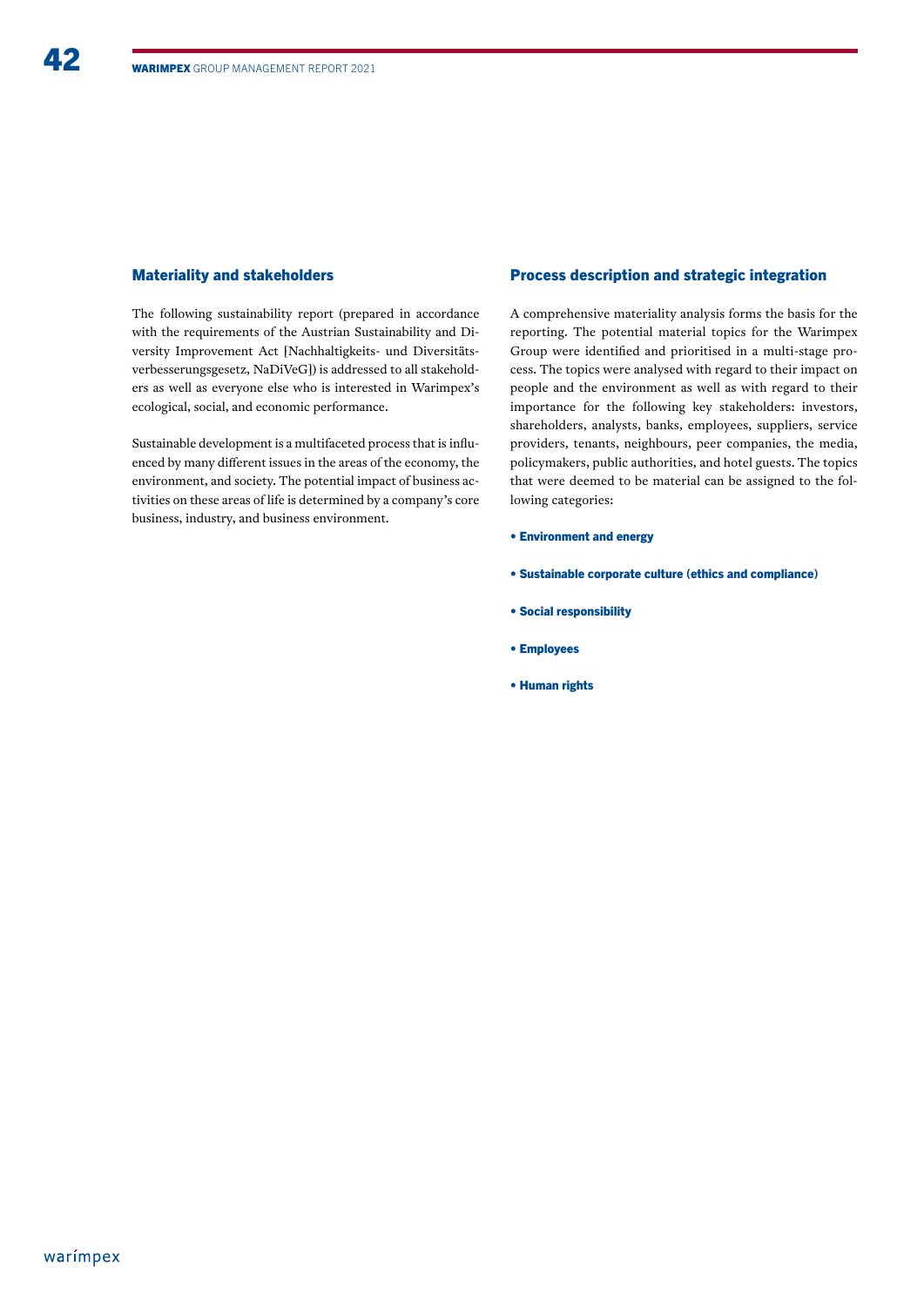## Materiality and stakeholders

The following sustainability report (prepared in accordance with the requirements of the Austrian Sustainability and Diversity Improvement Act [Nachhaltigkeits- und Diversitätsverbesserungsgesetz, NaDiVeG]) is addressed to all stakeholders as well as everyone else who is interested in Warimpex's ecological, social, and economic performance.

Sustainable development is a multifaceted process that is influenced by many different issues in the areas of the economy, the environment, and society. The potential impact of business activities on these areas of life is determined by a company's core business, industry, and business environment.

## Process description and strategic integration

A comprehensive materiality analysis forms the basis for the reporting. The potential material topics for the Warimpex Group were identified and prioritised in a multi-stage process. The topics were analysed with regard to their impact on people and the environment as well as with regard to their importance for the following key stakeholders: investors, shareholders, analysts, banks, employees, suppliers, service providers, tenants, neighbours, peer companies, the media, policymakers, public authorities, and hotel guests. The topics that were deemed to be material can be assigned to the following categories:

- **Environment and energy**
- **Sustainable corporate culture (ethics and compliance)**
- **Social responsibility**
- **Employees**
- **Human rights**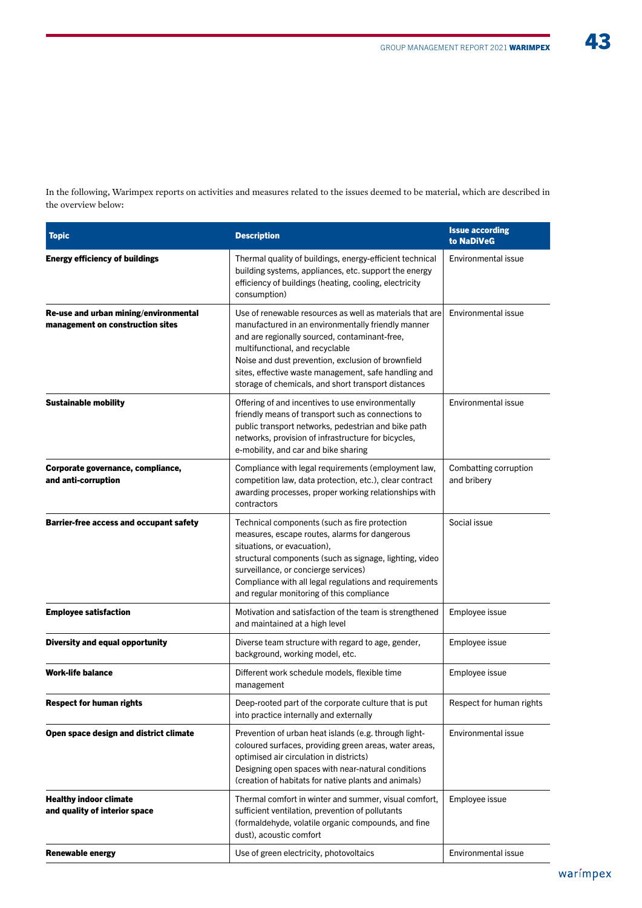In the following, Warimpex reports on activities and measures related to the issues deemed to be material, which are described in the overview below:

| Topic | Description | Issue according to NaDiVeG |
|---|---|---|
| **Energy efficiency of buildings** | Thermal quality of buildings, energy-efficient technical building systems, appliances, etc. support the energy efficiency of buildings (heating, cooling, electricity consumption) | Environmental issue |
| **Re-use and urban mining/environmental management on construction sites** | Use of renewable resources as well as materials that are manufactured in an environmentally friendly manner and are regionally sourced, contaminant-free, multifunctional, and recyclable<br>Noise and dust prevention, exclusion of brownfield sites, effective waste management, safe handling and storage of chemicals, and short transport distances | Environmental issue |
| **Sustainable mobility** | Offering of and incentives to use environmentally friendly means of transport such as connections to public transport networks, pedestrian and bike path networks, provision of infrastructure for bicycles, e-mobility, and car and bike sharing | Environmental issue |
| **Corporate governance, compliance, and anti-corruption** | Compliance with legal requirements (employment law, competition law, data protection, etc.), clear contract awarding processes, proper working relationships with contractors | Combatting corruption and bribery |
| **Barrier-free access and occupant safety** | Technical components (such as fire protection measures, escape routes, alarms for dangerous situations, or evacuation),<br>structural components (such as signage, lighting, video surveillance, or concierge services)<br>Compliance with all legal regulations and requirements and regular monitoring of this compliance | Social issue |
| **Employee satisfaction** | Motivation and satisfaction of the team is strengthened and maintained at a high level | Employee issue |
| **Diversity and equal opportunity** | Diverse team structure with regard to age, gender, background, working model, etc. | Employee issue |
| **Work-life balance** | Different work schedule models, flexible time management | Employee issue |
| **Respect for human rights** | Deep-rooted part of the corporate culture that is put into practice internally and externally | Respect for human rights |
| **Open space design and district climate** | Prevention of urban heat islands (e.g. through light-coloured surfaces, providing green areas, water areas, optimised air circulation in districts)<br>Designing open spaces with near-natural conditions (creation of habitats for native plants and animals) | Environmental issue |
| **Healthy indoor climate and quality of interior space** | Thermal comfort in winter and summer, visual comfort, sufficient ventilation, prevention of pollutants (formaldehyde, volatile organic compounds, and fine dust), acoustic comfort | Employee issue |
| **Renewable energy** | Use of green electricity, photovoltaics | Environmental issue |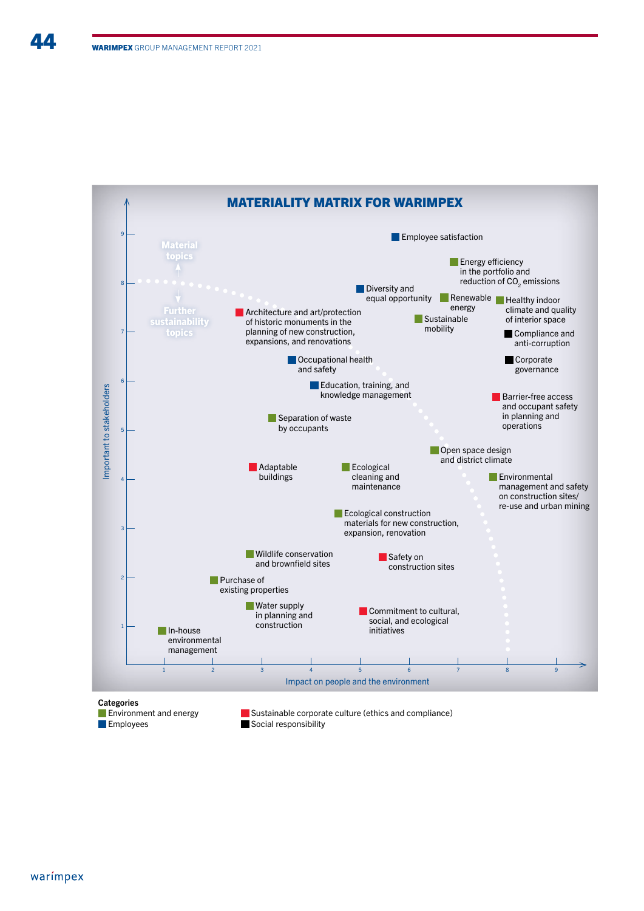# MATERIALITY MATRIX FOR WARIMPEX

Material topics

Further sustainability topics

Important to stakeholders

Impact on people and the environment

9
8
7
6
5
4
3
2
1

1 2 3 4 5 6 7 8 9

Employee satisfaction

Energy efficiency in the portfolio and reduction of $CO_2$ emissions

Diversity and equal opportunity

Renewable energy

Healthy indoor climate and quality of interior space

Sustainable mobility

Compliance and anti-corruption

Architecture and art/protection of historic monuments in the planning of new construction, expansions, and renovations

Occupational health and safety

Corporate governance

Education, training, and knowledge management

Barrier-free access and occupant safety in planning and operations

Separation of waste by occupants

Open space design and district climate

Adaptable buildings

Ecological cleaning and maintenance

Environmental management and safety on construction sites/ re-use and urban mining

Ecological construction materials for new construction, expansion, renovation

Wildlife conservation and brownfield sites

Safety on construction sites

Purchase of existing properties

Water supply in planning and construction

Commitment to cultural, social, and ecological initiatives

In-house environmental management

**Categories**

- Environment and energy
- Employees
- Sustainable corporate culture (ethics and compliance)
- Social responsibility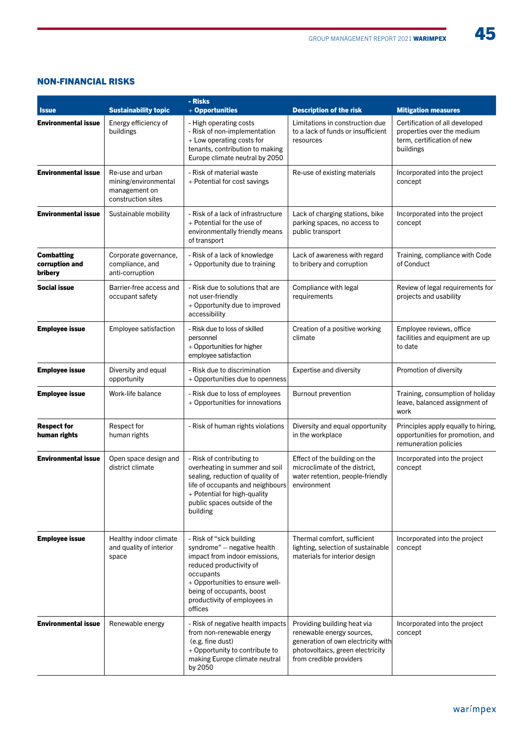## NON-FINANCIAL RISKS

| Issue | Sustainability topic | - Risks + Opportunities | Description of the risk | Mitigation measures |
|---|---|---|---|---|
| **Environmental issue** | Energy efficiency of buildings | - High operating costs - Risk of non-implementation + Low operating costs for tenants, contribution to making Europe climate neutral by 2050 | Limitations in construction due to a lack of funds or insufficient resources | Certification of all developed properties over the medium term, certification of new buildings |
| **Environmental issue** | Re-use and urban mining/environmental management on construction sites | - Risk of material waste + Potential for cost savings | Re-use of existing materials | Incorporated into the project concept |
| **Environmental issue** | Sustainable mobility | - Risk of a lack of infrastructure + Potential for the use of environmentally friendly means of transport | Lack of charging stations, bike parking spaces, no access to public transport | Incorporated into the project concept |
| **Combatting corruption and bribery** | Corporate governance, compliance, and anti-corruption | - Risk of a lack of knowledge + Opportunity due to training | Lack of awareness with regard to bribery and corruption | Training, compliance with Code of Conduct |
| **Social issue** | Barrier-free access and occupant safety | - Risk due to solutions that are not user-friendly + Opportunity due to improved accessibility | Compliance with legal requirements | Review of legal requirements for projects and usability |
| **Employee issue** | Employee satisfaction | - Risk due to loss of skilled personnel + Opportunities for higher employee satisfaction | Creation of a positive working climate | Employee reviews, office facilities and equipment are up to date |
| **Employee issue** | Diversity and equal opportunity | - Risk due to discrimination + Opportunities due to openness | Expertise and diversity | Promotion of diversity |
| **Employee issue** | Work-life balance | - Risk due to loss of employees + Opportunities for innovations | Burnout prevention | Training, consumption of holiday leave, balanced assignment of work |
| **Respect for human rights** | Respect for human rights | - Risk of human rights violations | Diversity and equal opportunity in the workplace | Principles apply equally to hiring, opportunities for promotion, and remuneration policies |
| **Environmental issue** | Open space design and district climate | - Risk of contributing to overheating in summer and soil sealing, reduction of quality of life of occupants and neighbours + Potential for high-quality public spaces outside of the building | Effect of the building on the microclimate of the district, water retention, people-friendly environment | Incorporated into the project concept |
| **Employee issue** | Healthy indoor climate and quality of interior space | - Risk of "sick building syndrome" – negative health impact from indoor emissions, reduced productivity of occupants + Opportunities to ensure well-being of occupants, boost productivity of employees in offices | Thermal comfort, sufficient lighting, selection of sustainable materials for interior design | Incorporated into the project concept |
| **Environmental issue** | Renewable energy | - Risk of negative health impacts from non-renewable energy (e.g. fine dust) + Opportunity to contribute to making Europe climate neutral by 2050 | Providing building heat via renewable energy sources, generation of own electricity with photovoltaics, green electricity from credible providers | Incorporated into the project concept |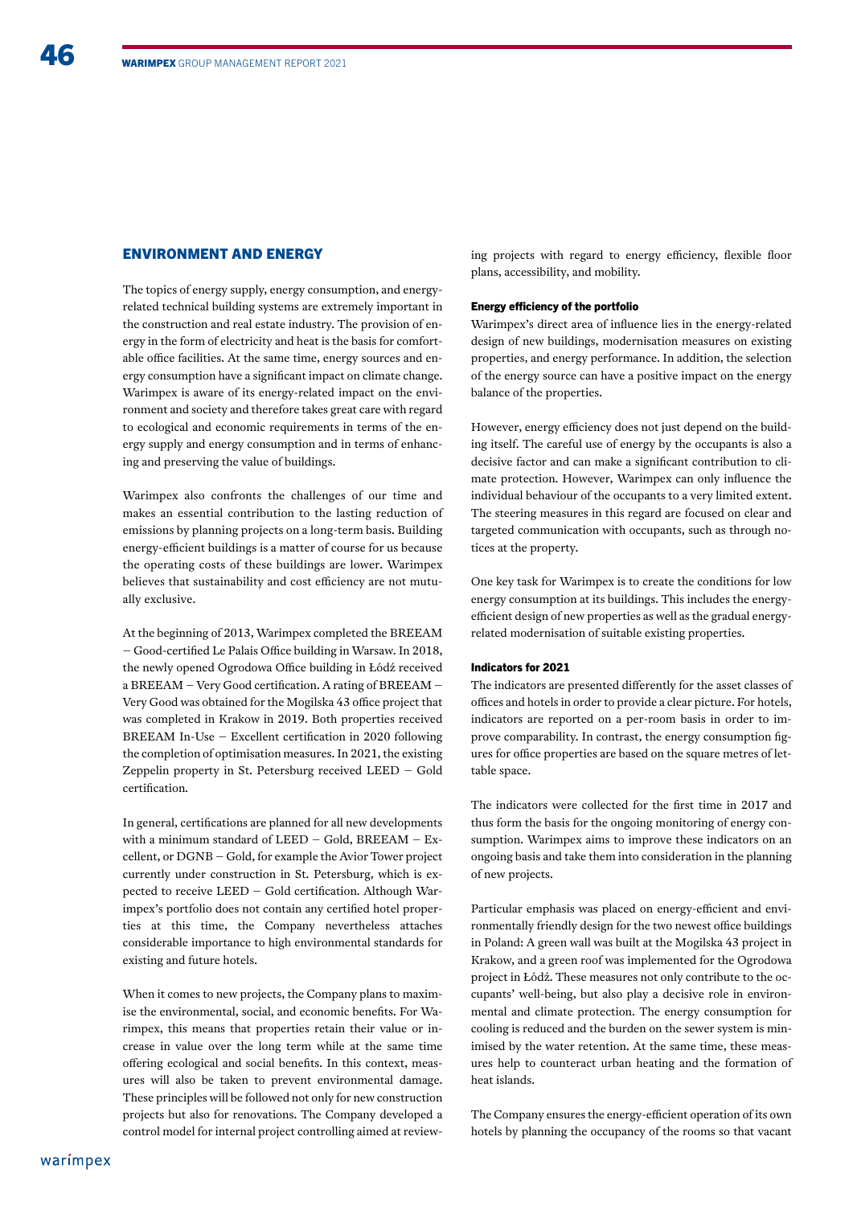## ENVIRONMENT AND ENERGY

The topics of energy supply, energy consumption, and energy-related technical building systems are extremely important in the construction and real estate industry. The provision of energy in the form of electricity and heat is the basis for comfortable office facilities. At the same time, energy sources and energy consumption have a significant impact on climate change. Warimpex is aware of its energy-related impact on the environment and society and therefore takes great care with regard to ecological and economic requirements in terms of the energy supply and energy consumption and in terms of enhancing and preserving the value of buildings.

Warimpex also confronts the challenges of our time and makes an essential contribution to the lasting reduction of emissions by planning projects on a long-term basis. Building energy-efficient buildings is a matter of course for us because the operating costs of these buildings are lower. Warimpex believes that sustainability and cost efficiency are not mutually exclusive.

At the beginning of 2013, Warimpex completed the BREEAM – Good-certified Le Palais Office building in Warsaw. In 2018, the newly opened Ogrodowa Office building in Łódź received a BREEAM – Very Good certification. A rating of BREEAM – Very Good was obtained for the Mogilska 43 office project that was completed in Krakow in 2019. Both properties received BREEAM In-Use – Excellent certification in 2020 following the completion of optimisation measures. In 2021, the existing Zeppelin property in St. Petersburg received LEED – Gold certification.

In general, certifications are planned for all new developments with a minimum standard of LEED – Gold, BREEAM – Excellent, or DGNB – Gold, for example the Avior Tower project currently under construction in St. Petersburg, which is expected to receive LEED – Gold certification. Although Warimpex's portfolio does not contain any certified hotel properties at this time, the Company nevertheless attaches considerable importance to high environmental standards for existing and future hotels.

When it comes to new projects, the Company plans to maximise the environmental, social, and economic benefits. For Warimpex, this means that properties retain their value or increase in value over the long term while at the same time offering ecological and social benefits. In this context, measures will also be taken to prevent environmental damage. These principles will be followed not only for new construction projects but also for renovations. The Company developed a control model for internal project controlling aimed at reviewing projects with regard to energy efficiency, flexible floor plans, accessibility, and mobility.

#### Energy efficiency of the portfolio

Warimpex's direct area of influence lies in the energy-related design of new buildings, modernisation measures on existing properties, and energy performance. In addition, the selection of the energy source can have a positive impact on the energy balance of the properties.

However, energy efficiency does not just depend on the building itself. The careful use of energy by the occupants is also a decisive factor and can make a significant contribution to climate protection. However, Warimpex can only influence the individual behaviour of the occupants to a very limited extent. The steering measures in this regard are focused on clear and targeted communication with occupants, such as through notices at the property.

One key task for Warimpex is to create the conditions for low energy consumption at its buildings. This includes the energy-efficient design of new properties as well as the gradual energy-related modernisation of suitable existing properties.

#### Indicators for 2021

The indicators are presented differently for the asset classes of offices and hotels in order to provide a clear picture. For hotels, indicators are reported on a per-room basis in order to improve comparability. In contrast, the energy consumption figures for office properties are based on the square metres of lettable space.

The indicators were collected for the first time in 2017 and thus form the basis for the ongoing monitoring of energy consumption. Warimpex aims to improve these indicators on an ongoing basis and take them into consideration in the planning of new projects.

Particular emphasis was placed on energy-efficient and environmentally friendly design for the two newest office buildings in Poland: A green wall was built at the Mogilska 43 project in Krakow, and a green roof was implemented for the Ogrodowa project in Łódź. These measures not only contribute to the occupants' well-being, but also play a decisive role in environmental and climate protection. The energy consumption for cooling is reduced and the burden on the sewer system is minimised by the water retention. At the same time, these measures help to counteract urban heating and the formation of heat islands.

The Company ensures the energy-efficient operation of its own hotels by planning the occupancy of the rooms so that vacant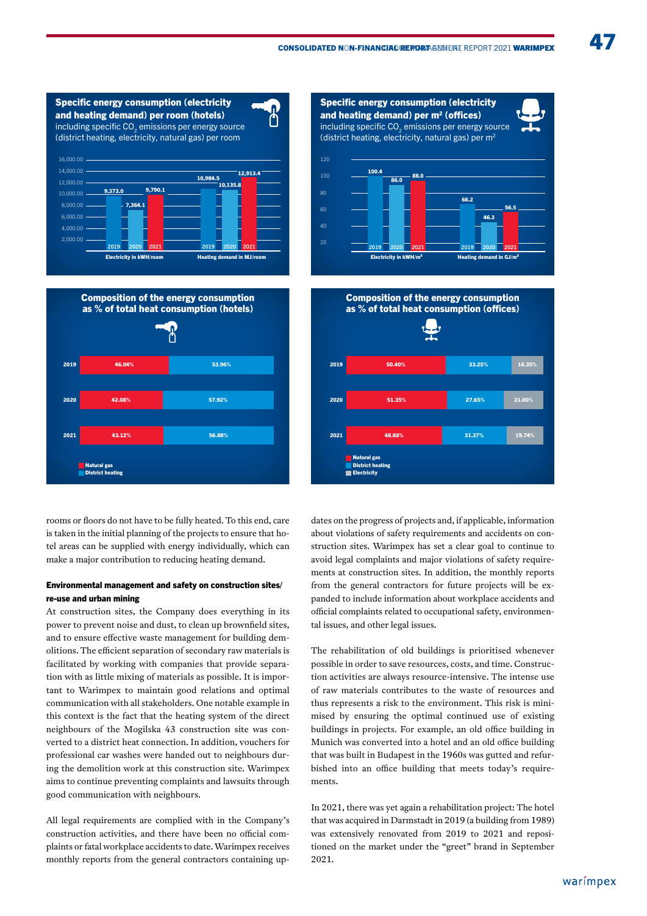**Specific energy consumption (electricity and heating demand) per room (hotels)**
including specific $CO_2$ emissions per energy source (district heating, electricity, natural gas) per room

16,000.00
14,000.00
12,000.00
10,000.00
8,000.00
6,000.00
4,000.00
2,000.00

9,373.0
7,364.1
9,790.1
10,984.5
10,135.8
12,913.4

2019 2020 2021 2019 2020 2021

Electricity in kWH/room
Heating demand in MJ/room

**Specific energy consumption (electricity and heating demand) per m² (offices)**
including specific $CO_2$ emissions per energy source (district heating, electricity, natural gas) per m²

120
100
80
60
40
20

100.4
86.0
88.0
66.2
46.3
56.5

2019 2020 2021 2019 2020 2021

Electricity in kWH/m²
Heating demand in GJ/m²

**Composition of the energy consumption as % of total heat consumption (hotels)**

2019: 46.04% 53.96%
2020: 42.08% 57.92%
2021: 43.12% 56.88%

Natural gas
District heating

**Composition of the energy consumption as % of total heat consumption (offices)**

2019: 50.40% 33.25% 16.35%
2020: 51.35% 27.65% 21.00%
2021: 48.88% 31.37% 19.74%

Natural gas
District heating
Electricity

rooms or floors do not have to be fully heated. To this end, care is taken in the initial planning of the projects to ensure that hotel areas can be supplied with energy individually, which can make a major contribution to reducing heating demand.

#### Environmental management and safety on construction sites/ re-use and urban mining

At construction sites, the Company does everything in its power to prevent noise and dust, to clean up brownfield sites, and to ensure effective waste management for building demolitions. The efficient separation of secondary raw materials is facilitated by working with companies that provide separation with as little mixing of materials as possible. It is important to Warimpex to maintain good relations and optimal communication with all stakeholders. One notable example in this context is the fact that the heating system of the direct neighbours of the Mogilska 43 construction site was converted to a district heat connection. In addition, vouchers for professional car washes were handed out to neighbours during the demolition work at this construction site. Warimpex aims to continue preventing complaints and lawsuits through good communication with neighbours.

All legal requirements are complied with in the Company's construction activities, and there have been no official complaints or fatal workplace accidents to date. Warimpex receives monthly reports from the general contractors containing updates on the progress of projects and, if applicable, information about violations of safety requirements and accidents on construction sites. Warimpex has set a clear goal to continue to avoid legal complaints and major violations of safety requirements at construction sites. In addition, the monthly reports from the general contractors for future projects will be expanded to include information about workplace accidents and official complaints related to occupational safety, environmental issues, and other legal issues.

The rehabilitation of old buildings is prioritised whenever possible in order to save resources, costs, and time. Construction activities are always resource-intensive. The intense use of raw materials contributes to the waste of resources and thus represents a risk to the environment. This risk is minimised by ensuring the optimal continued use of existing buildings in projects. For example, an old office building in Munich was converted into a hotel and an old office building that was built in Budapest in the 1960s was gutted and refurbished into an office building that meets today's requirements.

In 2021, there was yet again a rehabilitation project: The hotel that was acquired in Darmstadt in 2019 (a building from 1989) was extensively renovated from 2019 to 2021 and repositioned on the market under the "greet" brand in September 2021.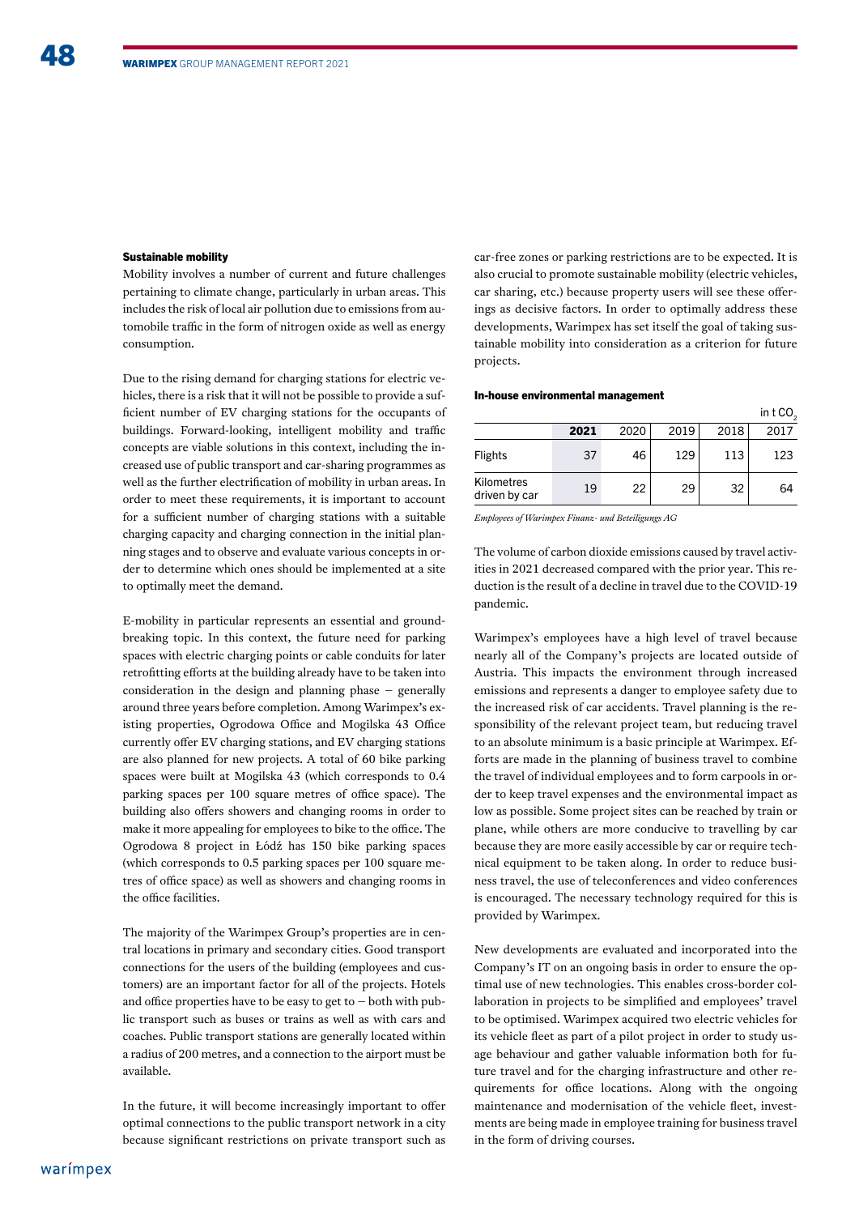### Sustainable mobility

Mobility involves a number of current and future challenges pertaining to climate change, particularly in urban areas. This includes the risk of local air pollution due to emissions from automobile traffic in the form of nitrogen oxide as well as energy consumption.

Due to the rising demand for charging stations for electric vehicles, there is a risk that it will not be possible to provide a sufficient number of EV charging stations for the occupants of buildings. Forward-looking, intelligent mobility and traffic concepts are viable solutions in this context, including the increased use of public transport and car-sharing programmes as well as the further electrification of mobility in urban areas. In order to meet these requirements, it is important to account for a sufficient number of charging stations with a suitable charging capacity and charging connection in the initial planning stages and to observe and evaluate various concepts in order to determine which ones should be implemented at a site to optimally meet the demand.

E-mobility in particular represents an essential and groundbreaking topic. In this context, the future need for parking spaces with electric charging points or cable conduits for later retrofitting efforts at the building already have to be taken into consideration in the design and planning phase – generally around three years before completion. Among Warimpex's existing properties, Ogrodowa Office and Mogilska 43 Office currently offer EV charging stations, and EV charging stations are also planned for new projects. A total of 60 bike parking spaces were built at Mogilska 43 (which corresponds to 0.4 parking spaces per 100 square metres of office space). The building also offers showers and changing rooms in order to make it more appealing for employees to bike to the office. The Ogrodowa 8 project in Łódź has 150 bike parking spaces (which corresponds to 0.5 parking spaces per 100 square metres of office space) as well as showers and changing rooms in the office facilities.

The majority of the Warimpex Group's properties are in central locations in primary and secondary cities. Good transport connections for the users of the building (employees and customers) are an important factor for all of the projects. Hotels and office properties have to be easy to get to – both with public transport such as buses or trains as well as with cars and coaches. Public transport stations are generally located within a radius of 200 metres, and a connection to the airport must be available.

In the future, it will become increasingly important to offer optimal connections to the public transport network in a city because significant restrictions on private transport such as car-free zones or parking restrictions are to be expected. It is also crucial to promote sustainable mobility (electric vehicles, car sharing, etc.) because property users will see these offerings as decisive factors. In order to optimally address these developments, Warimpex has set itself the goal of taking sustainable mobility into consideration as a criterion for future projects.

### In-house environmental management

in t $CO_2$

| | **2021** | 2020 | 2019 | 2018 | 2017 |
|---|---|---|---|---|---|
| Flights | 37 | 46 | 129 | 113 | 123 |
| Kilometres driven by car | 19 | 22 | 29 | 32 | 64 |

*Employees of Warimpex Finanz- und Beteiligungs AG*

The volume of carbon dioxide emissions caused by travel activities in 2021 decreased compared with the prior year. This reduction is the result of a decline in travel due to the COVID-19 pandemic.

Warimpex's employees have a high level of travel because nearly all of the Company's projects are located outside of Austria. This impacts the environment through increased emissions and represents a danger to employee safety due to the increased risk of car accidents. Travel planning is the responsibility of the relevant project team, but reducing travel to an absolute minimum is a basic principle at Warimpex. Efforts are made in the planning of business travel to combine the travel of individual employees and to form carpools in order to keep travel expenses and the environmental impact as low as possible. Some project sites can be reached by train or plane, while others are more conducive to travelling by car because they are more easily accessible by car or require technical equipment to be taken along. In order to reduce business travel, the use of teleconferences and video conferences is encouraged. The necessary technology required for this is provided by Warimpex.

New developments are evaluated and incorporated into the Company's IT on an ongoing basis in order to ensure the optimal use of new technologies. This enables cross-border collaboration in projects to be simplified and employees' travel to be optimised. Warimpex acquired two electric vehicles for its vehicle fleet as part of a pilot project in order to study usage behaviour and gather valuable information both for future travel and for the charging infrastructure and other requirements for office locations. Along with the ongoing maintenance and modernisation of the vehicle fleet, investments are being made in employee training for business travel in the form of driving courses.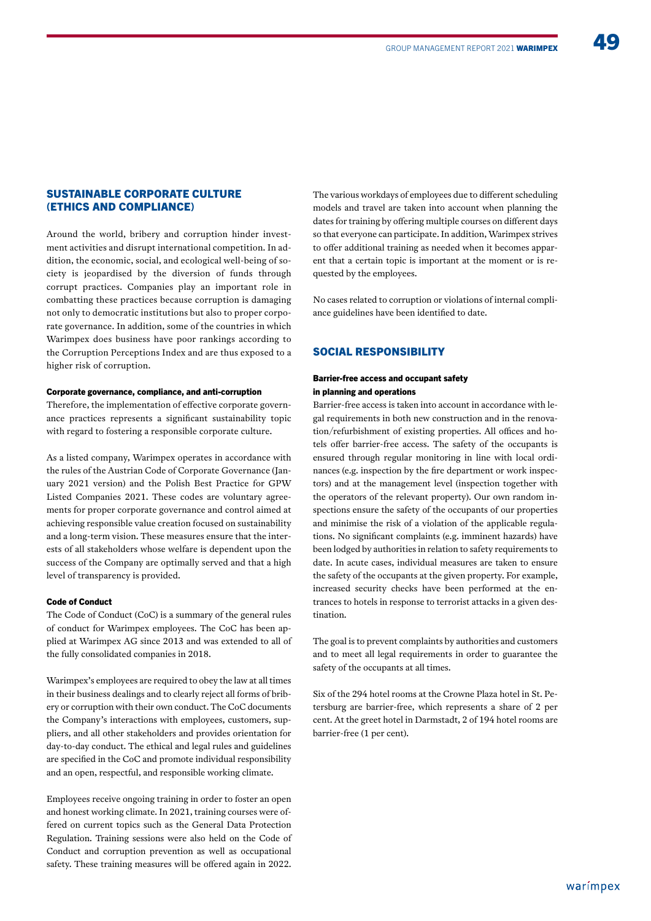## SUSTAINABLE CORPORATE CULTURE (ETHICS AND COMPLIANCE)

Around the world, bribery and corruption hinder investment activities and disrupt international competition. In addition, the economic, social, and ecological well-being of society is jeopardised by the diversion of funds through corrupt practices. Companies play an important role in combatting these practices because corruption is damaging not only to democratic institutions but also to proper corporate governance. In addition, some of the countries in which Warimpex does business have poor rankings according to the Corruption Perceptions Index and are thus exposed to a higher risk of corruption.

#### Corporate governance, compliance, and anti-corruption

Therefore, the implementation of effective corporate governance practices represents a significant sustainability topic with regard to fostering a responsible corporate culture.

As a listed company, Warimpex operates in accordance with the rules of the Austrian Code of Corporate Governance (January 2021 version) and the Polish Best Practice for GPW Listed Companies 2021. These codes are voluntary agreements for proper corporate governance and control aimed at achieving responsible value creation focused on sustainability and a long-term vision. These measures ensure that the interests of all stakeholders whose welfare is dependent upon the success of the Company are optimally served and that a high level of transparency is provided.

#### Code of Conduct

The Code of Conduct (CoC) is a summary of the general rules of conduct for Warimpex employees. The CoC has been applied at Warimpex AG since 2013 and was extended to all of the fully consolidated companies in 2018.

Warimpex's employees are required to obey the law at all times in their business dealings and to clearly reject all forms of bribery or corruption with their own conduct. The CoC documents the Company's interactions with employees, customers, suppliers, and all other stakeholders and provides orientation for day-to-day conduct. The ethical and legal rules and guidelines are specified in the CoC and promote individual responsibility and an open, respectful, and responsible working climate.

Employees receive ongoing training in order to foster an open and honest working climate. In 2021, training courses were offered on current topics such as the General Data Protection Regulation. Training sessions were also held on the Code of Conduct and corruption prevention as well as occupational safety. These training measures will be offered again in 2022.

The various workdays of employees due to different scheduling models and travel are taken into account when planning the dates for training by offering multiple courses on different days so that everyone can participate. In addition, Warimpex strives to offer additional training as needed when it becomes apparent that a certain topic is important at the moment or is requested by the employees.

No cases related to corruption or violations of internal compliance guidelines have been identified to date.

## SOCIAL RESPONSIBILITY

#### Barrier-free access and occupant safety in planning and operations

Barrier-free access is taken into account in accordance with legal requirements in both new construction and in the renovation/refurbishment of existing properties. All offices and hotels offer barrier-free access. The safety of the occupants is ensured through regular monitoring in line with local ordinances (e.g. inspection by the fire department or work inspectors) and at the management level (inspection together with the operators of the relevant property). Our own random inspections ensure the safety of the occupants of our properties and minimise the risk of a violation of the applicable regulations. No significant complaints (e.g. imminent hazards) have been lodged by authorities in relation to safety requirements to date. In acute cases, individual measures are taken to ensure the safety of the occupants at the given property. For example, increased security checks have been performed at the entrances to hotels in response to terrorist attacks in a given destination.

The goal is to prevent complaints by authorities and customers and to meet all legal requirements in order to guarantee the safety of the occupants at all times.

Six of the 294 hotel rooms at the Crowne Plaza hotel in St. Petersburg are barrier-free, which represents a share of 2 per cent. At the greet hotel in Darmstadt, 2 of 194 hotel rooms are barrier-free (1 per cent).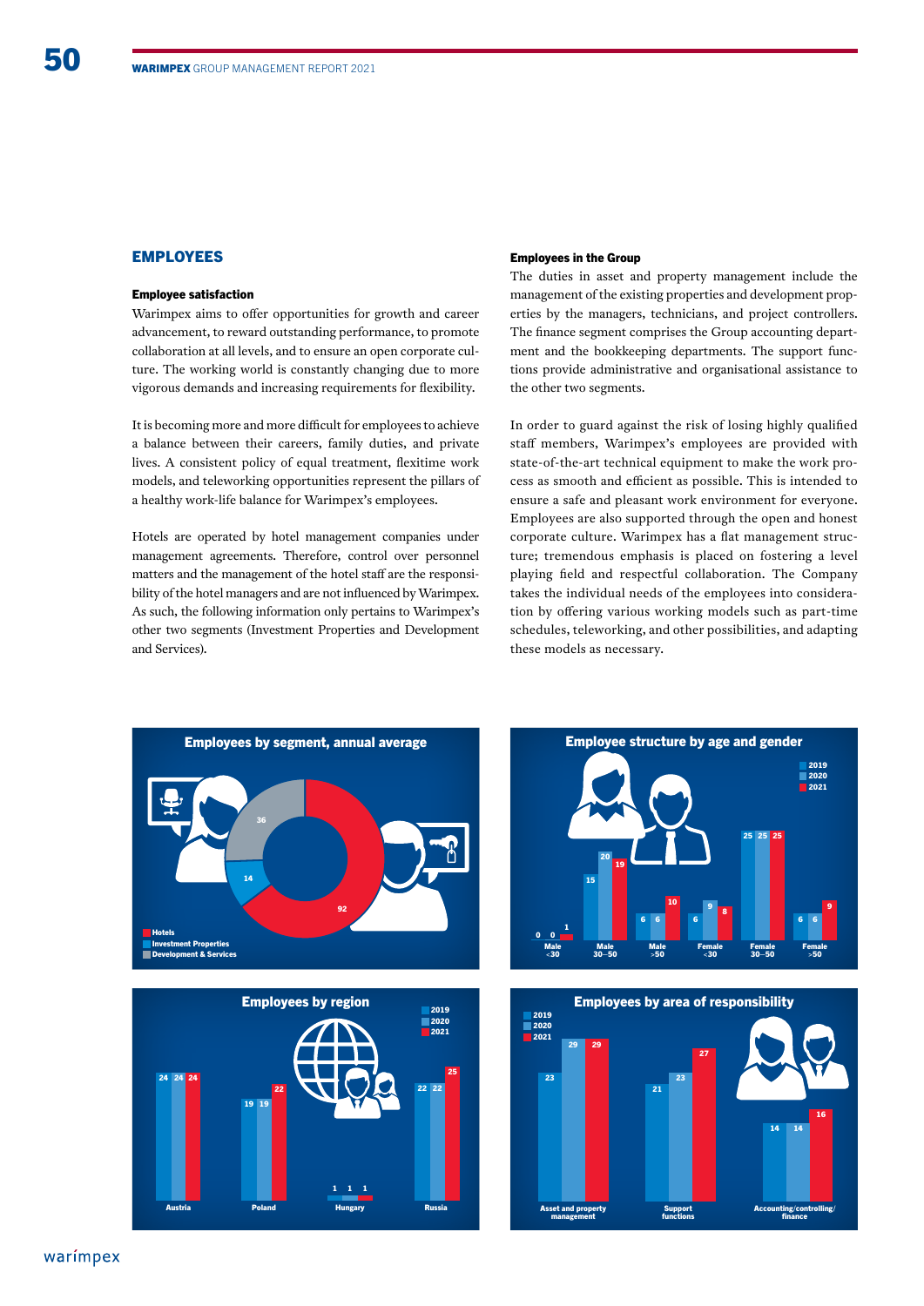## EMPLOYEES

### Employee satisfaction

Warimpex aims to offer opportunities for growth and career advancement, to reward outstanding performance, to promote collaboration at all levels, and to ensure an open corporate culture. The working world is constantly changing due to more vigorous demands and increasing requirements for flexibility.

It is becoming more and more difficult for employees to achieve a balance between their careers, family duties, and private lives. A consistent policy of equal treatment, flexitime work models, and teleworking opportunities represent the pillars of a healthy work-life balance for Warimpex's employees.

Hotels are operated by hotel management companies under management agreements. Therefore, control over personnel matters and the management of the hotel staff are the responsibility of the hotel managers and are not influenced by Warimpex. As such, the following information only pertains to Warimpex's other two segments (Investment Properties and Development and Services).

### Employees in the Group

The duties in asset and property management include the management of the existing properties and development properties by the managers, technicians, and project controllers. The finance segment comprises the Group accounting department and the bookkeeping departments. The support functions provide administrative and organisational assistance to the other two segments.

In order to guard against the risk of losing highly qualified staff members, Warimpex's employees are provided with state-of-the-art technical equipment to make the work process as smooth and efficient as possible. This is intended to ensure a safe and pleasant work environment for everyone. Employees are also supported through the open and honest corporate culture. Warimpex has a flat management structure; tremendous emphasis is placed on fostering a level playing field and respectful collaboration. The Company takes the individual needs of the employees into consideration by offering various working models such as part-time schedules, teleworking, and other possibilities, and adapting these models as necessary.

**Employees by segment, annual average**

| Segment | Employees |
|---|---|
| Hotels | 92 |
| Investment Properties | 14 |
| Development & Services | 36 |

**Employee structure by age and gender**

| | 2019 | 2020 | 2021 |
|---|---|---|---|
| Male <30 | 0 | 0 | 1 |
| Male 30–50 | 15 | 20 | 19 |
| Male >50 | 6 | 6 | 10 |
| Female <30 | 6 | 9 | 8 |
| Female 30–50 | 25 | 25 | 25 |
| Female >50 | 6 | 6 | 9 |

**Employees by region**

| | 2019 | 2020 | 2021 |
|---|---|---|---|
| Austria | 24 | 24 | 24 |
| Poland | 19 | 19 | 22 |
| Hungary | 1 | 1 | 1 |
| Russia | 22 | 22 | 25 |

**Employees by area of responsibility**

| | 2019 | 2020 | 2021 |
|---|---|---|---|
| Asset and property management | 23 | 29 | 29 |
| Support functions | 21 | 23 | 27 |
| Accounting/controlling/finance | 14 | 14 | 16 |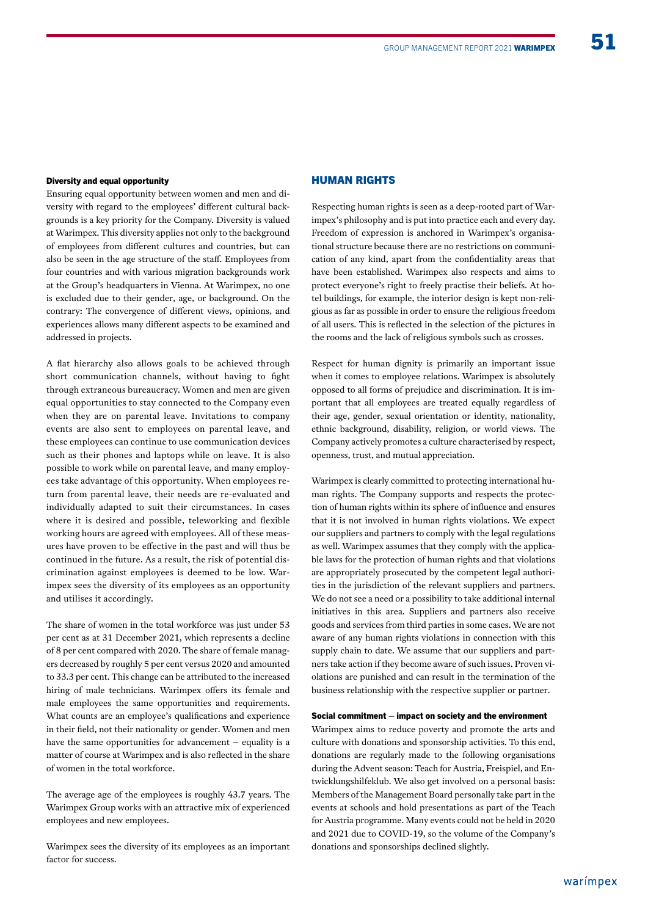### Diversity and equal opportunity

Ensuring equal opportunity between women and men and diversity with regard to the employees' different cultural backgrounds is a key priority for the Company. Diversity is valued at Warimpex. This diversity applies not only to the background of employees from different cultures and countries, but can also be seen in the age structure of the staff. Employees from four countries and with various migration backgrounds work at the Group's headquarters in Vienna. At Warimpex, no one is excluded due to their gender, age, or background. On the contrary: The convergence of different views, opinions, and experiences allows many different aspects to be examined and addressed in projects.

A flat hierarchy also allows goals to be achieved through short communication channels, without having to fight through extraneous bureaucracy. Women and men are given equal opportunities to stay connected to the Company even when they are on parental leave. Invitations to company events are also sent to employees on parental leave, and these employees can continue to use communication devices such as their phones and laptops while on leave. It is also possible to work while on parental leave, and many employees take advantage of this opportunity. When employees return from parental leave, their needs are re-evaluated and individually adapted to suit their circumstances. In cases where it is desired and possible, teleworking and flexible working hours are agreed with employees. All of these measures have proven to be effective in the past and will thus be continued in the future. As a result, the risk of potential discrimination against employees is deemed to be low. Warimpex sees the diversity of its employees as an opportunity and utilises it accordingly.

The share of women in the total workforce was just under 53 per cent as at 31 December 2021, which represents a decline of 8 per cent compared with 2020. The share of female managers decreased by roughly 5 per cent versus 2020 and amounted to 33.3 per cent. This change can be attributed to the increased hiring of male technicians. Warimpex offers its female and male employees the same opportunities and requirements. What counts are an employee's qualifications and experience in their field, not their nationality or gender. Women and men have the same opportunities for advancement – equality is a matter of course at Warimpex and is also reflected in the share of women in the total workforce.

The average age of the employees is roughly 43.7 years. The Warimpex Group works with an attractive mix of experienced employees and new employees.

Warimpex sees the diversity of its employees as an important factor for success.

## HUMAN RIGHTS

Respecting human rights is seen as a deep-rooted part of Warimpex's philosophy and is put into practice each and every day. Freedom of expression is anchored in Warimpex's organisational structure because there are no restrictions on communication of any kind, apart from the confidentiality areas that have been established. Warimpex also respects and aims to protect everyone's right to freely practise their beliefs. At hotel buildings, for example, the interior design is kept non-religious as far as possible in order to ensure the religious freedom of all users. This is reflected in the selection of the pictures in the rooms and the lack of religious symbols such as crosses.

Respect for human dignity is primarily an important issue when it comes to employee relations. Warimpex is absolutely opposed to all forms of prejudice and discrimination. It is important that all employees are treated equally regardless of their age, gender, sexual orientation or identity, nationality, ethnic background, disability, religion, or world views. The Company actively promotes a culture characterised by respect, openness, trust, and mutual appreciation.

Warimpex is clearly committed to protecting international human rights. The Company supports and respects the protection of human rights within its sphere of influence and ensures that it is not involved in human rights violations. We expect our suppliers and partners to comply with the legal regulations as well. Warimpex assumes that they comply with the applicable laws for the protection of human rights and that violations are appropriately prosecuted by the competent legal authorities in the jurisdiction of the relevant suppliers and partners. We do not see a need or a possibility to take additional internal initiatives in this area. Suppliers and partners also receive goods and services from third parties in some cases. We are not aware of any human rights violations in connection with this supply chain to date. We assume that our suppliers and partners take action if they become aware of such issues. Proven violations are punished and can result in the termination of the business relationship with the respective supplier or partner.

### Social commitment – impact on society and the environment

Warimpex aims to reduce poverty and promote the arts and culture with donations and sponsorship activities. To this end, donations are regularly made to the following organisations during the Advent season: Teach for Austria, Freispiel, and Entwicklungshilfeklub. We also get involved on a personal basis: Members of the Management Board personally take part in the events at schools and hold presentations as part of the Teach for Austria programme. Many events could not be held in 2020 and 2021 due to COVID-19, so the volume of the Company's donations and sponsorships declined slightly.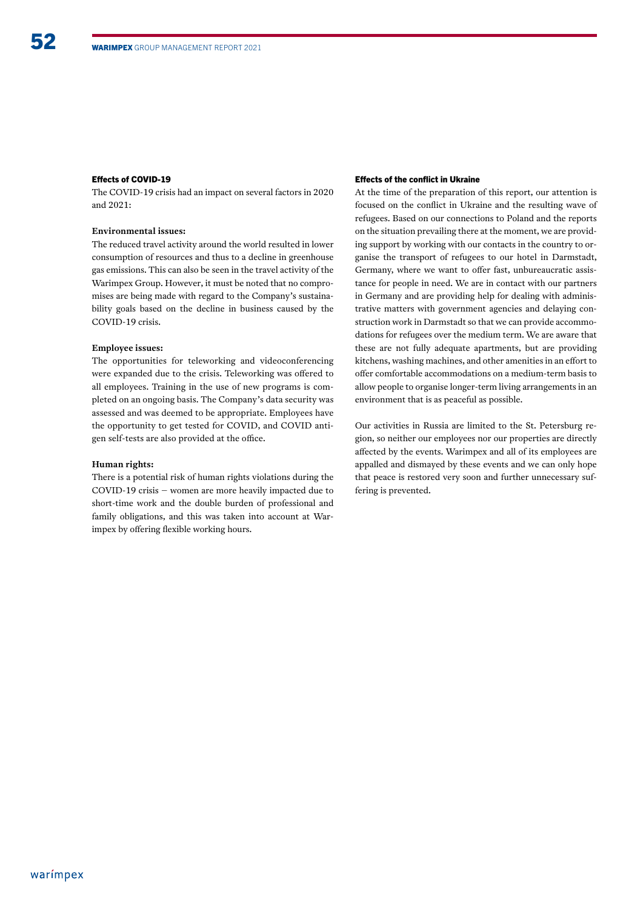### Effects of COVID-19

The COVID-19 crisis had an impact on several factors in 2020 and 2021:

**Environmental issues:**

The reduced travel activity around the world resulted in lower consumption of resources and thus to a decline in greenhouse gas emissions. This can also be seen in the travel activity of the Warimpex Group. However, it must be noted that no compromises are being made with regard to the Company's sustainability goals based on the decline in business caused by the COVID-19 crisis.

**Employee issues:**

The opportunities for teleworking and videoconferencing were expanded due to the crisis. Teleworking was offered to all employees. Training in the use of new programs is completed on an ongoing basis. The Company's data security was assessed and was deemed to be appropriate. Employees have the opportunity to get tested for COVID, and COVID antigen self-tests are also provided at the office.

**Human rights:**

There is a potential risk of human rights violations during the COVID-19 crisis – women are more heavily impacted due to short-time work and the double burden of professional and family obligations, and this was taken into account at Warimpex by offering flexible working hours.

### Effects of the conflict in Ukraine

At the time of the preparation of this report, our attention is focused on the conflict in Ukraine and the resulting wave of refugees. Based on our connections to Poland and the reports on the situation prevailing there at the moment, we are providing support by working with our contacts in the country to organise the transport of refugees to our hotel in Darmstadt, Germany, where we want to offer fast, unbureaucratic assistance for people in need. We are in contact with our partners in Germany and are providing help for dealing with administrative matters with government agencies and delaying construction work in Darmstadt so that we can provide accommodations for refugees over the medium term. We are aware that these are not fully adequate apartments, but are providing kitchens, washing machines, and other amenities in an effort to offer comfortable accommodations on a medium-term basis to allow people to organise longer-term living arrangements in an environment that is as peaceful as possible.

Our activities in Russia are limited to the St. Petersburg region, so neither our employees nor our properties are directly affected by the events. Warimpex and all of its employees are appalled and dismayed by these events and we can only hope that peace is restored very soon and further unnecessary suffering is prevented.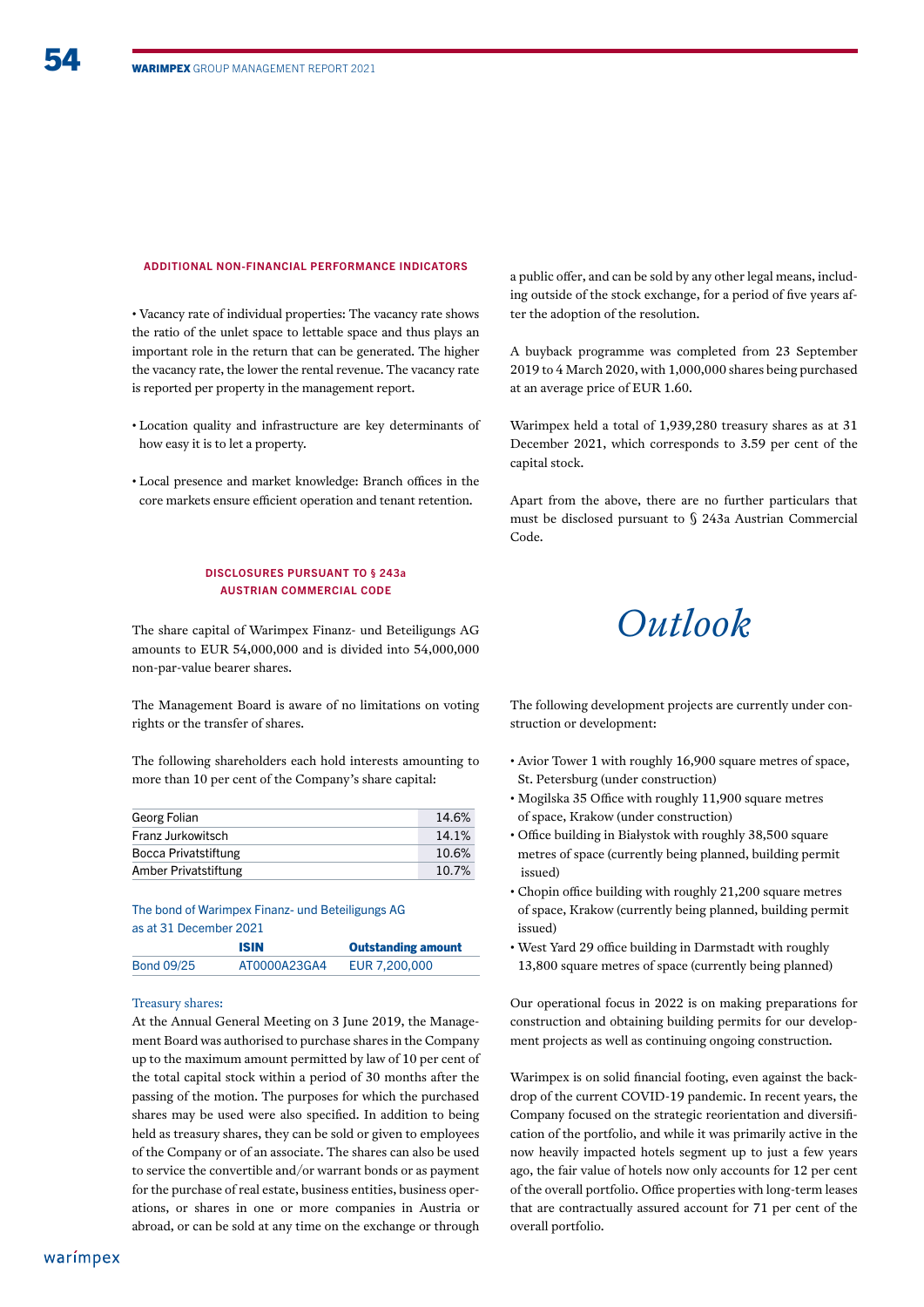### ADDITIONAL NON-FINANCIAL PERFORMANCE INDICATORS

- Vacancy rate of individual properties: The vacancy rate shows the ratio of the unlet space to lettable space and thus plays an important role in the return that can be generated. The higher the vacancy rate, the lower the rental revenue. The vacancy rate is reported per property in the management report.
- Location quality and infrastructure are key determinants of how easy it is to let a property.
- Local presence and market knowledge: Branch offices in the core markets ensure efficient operation and tenant retention.

### DISCLOSURES PURSUANT TO § 243a AUSTRIAN COMMERCIAL CODE

The share capital of Warimpex Finanz- und Beteiligungs AG amounts to EUR 54,000,000 and is divided into 54,000,000 non-par-value bearer shares.

The Management Board is aware of no limitations on voting rights or the transfer of shares.

The following shareholders each hold interests amounting to more than 10 per cent of the Company's share capital:

| | |
|---|---|
| Georg Folian | 14.6% |
| Franz Jurkowitsch | 14.1% |
| Bocca Privatstiftung | 10.6% |
| Amber Privatstiftung | 10.7% |

The bond of Warimpex Finanz- und Beteiligungs AG as at 31 December 2021

| | ISIN | Outstanding amount |
|---|---|---|
| Bond 09/25 | AT0000A23GA4 | EUR 7,200,000 |

Treasury shares:

At the Annual General Meeting on 3 June 2019, the Management Board was authorised to purchase shares in the Company up to the maximum amount permitted by law of 10 per cent of the total capital stock within a period of 30 months after the passing of the motion. The purposes for which the purchased shares may be used were also specified. In addition to being held as treasury shares, they can be sold or given to employees of the Company or of an associate. The shares can also be used to service the convertible and/or warrant bonds or as payment for the purchase of real estate, business entities, business operations, or shares in one or more companies in Austria or abroad, or can be sold at any time on the exchange or through a public offer, and can be sold by any other legal means, including outside of the stock exchange, for a period of five years after the adoption of the resolution.

A buyback programme was completed from 23 September 2019 to 4 March 2020, with 1,000,000 shares being purchased at an average price of EUR 1.60.

Warimpex held a total of 1,939,280 treasury shares as at 31 December 2021, which corresponds to 3.59 per cent of the capital stock.

Apart from the above, there are no further particulars that must be disclosed pursuant to § 243a Austrian Commercial Code.

# *Outlook*

The following development projects are currently under construction or development:

- Avior Tower 1 with roughly 16,900 square metres of space, St. Petersburg (under construction)
- Mogilska 35 Office with roughly 11,900 square metres of space, Krakow (under construction)
- Office building in Białystok with roughly 38,500 square metres of space (currently being planned, building permit issued)
- Chopin office building with roughly 21,200 square metres of space, Krakow (currently being planned, building permit issued)
- West Yard 29 office building in Darmstadt with roughly 13,800 square metres of space (currently being planned)

Our operational focus in 2022 is on making preparations for construction and obtaining building permits for our development projects as well as continuing ongoing construction.

Warimpex is on solid financial footing, even against the backdrop of the current COVID-19 pandemic. In recent years, the Company focused on the strategic reorientation and diversification of the portfolio, and while it was primarily active in the now heavily impacted hotels segment up to just a few years ago, the fair value of hotels now only accounts for 12 per cent of the overall portfolio. Office properties with long-term leases that are contractually assured account for 71 per cent of the overall portfolio.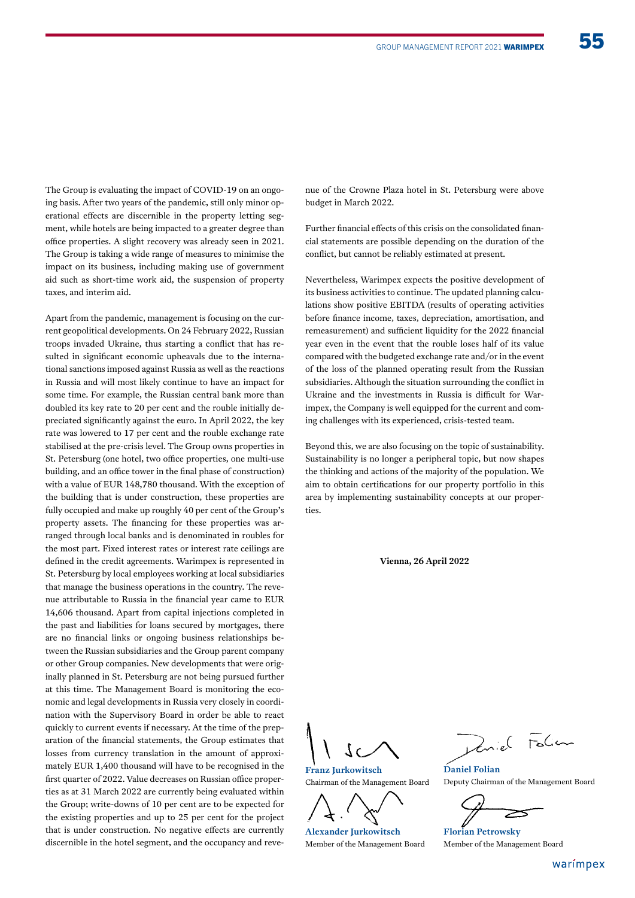The Group is evaluating the impact of COVID-19 on an ongoing basis. After two years of the pandemic, still only minor operational effects are discernible in the property letting segment, while hotels are being impacted to a greater degree than office properties. A slight recovery was already seen in 2021. The Group is taking a wide range of measures to minimise the impact on its business, including making use of government aid such as short-time work aid, the suspension of property taxes, and interim aid.

Apart from the pandemic, management is focusing on the current geopolitical developments. On 24 February 2022, Russian troops invaded Ukraine, thus starting a conflict that has resulted in significant economic upheavals due to the international sanctions imposed against Russia as well as the reactions in Russia and will most likely continue to have an impact for some time. For example, the Russian central bank more than doubled its key rate to 20 per cent and the rouble initially depreciated significantly against the euro. In April 2022, the key rate was lowered to 17 per cent and the rouble exchange rate stabilised at the pre-crisis level. The Group owns properties in St. Petersburg (one hotel, two office properties, one multi-use building, and an office tower in the final phase of construction) with a value of EUR 148,780 thousand. With the exception of the building that is under construction, these properties are fully occupied and make up roughly 40 per cent of the Group's property assets. The financing for these properties was arranged through local banks and is denominated in roubles for the most part. Fixed interest rates or interest rate ceilings are defined in the credit agreements. Warimpex is represented in St. Petersburg by local employees working at local subsidiaries that manage the business operations in the country. The revenue attributable to Russia in the financial year came to EUR 14,606 thousand. Apart from capital injections completed in the past and liabilities for loans secured by mortgages, there are no financial links or ongoing business relationships between the Russian subsidiaries and the Group parent company or other Group companies. New developments that were originally planned in St. Petersburg are not being pursued further at this time. The Management Board is monitoring the economic and legal developments in Russia very closely in coordination with the Supervisory Board in order be able to react quickly to current events if necessary. At the time of the preparation of the financial statements, the Group estimates that losses from currency translation in the amount of approximately EUR 1,400 thousand will have to be recognised in the first quarter of 2022. Value decreases on Russian office properties as at 31 March 2022 are currently being evaluated within the Group; write-downs of 10 per cent are to be expected for the existing properties and up to 25 per cent for the project that is under construction. No negative effects are currently discernible in the hotel segment, and the occupancy and revenue of the Crowne Plaza hotel in St. Petersburg were above budget in March 2022.

Further financial effects of this crisis on the consolidated financial statements are possible depending on the duration of the conflict, but cannot be reliably estimated at present.

Nevertheless, Warimpex expects the positive development of its business activities to continue. The updated planning calculations show positive EBITDA (results of operating activities before finance income, taxes, depreciation, amortisation, and remeasurement) and sufficient liquidity for the 2022 financial year even in the event that the rouble loses half of its value compared with the budgeted exchange rate and/or in the event of the loss of the planned operating result from the Russian subsidiaries. Although the situation surrounding the conflict in Ukraine and the investments in Russia is difficult for Warimpex, the Company is well equipped for the current and coming challenges with its experienced, crisis-tested team.

Beyond this, we are also focusing on the topic of sustainability. Sustainability is no longer a peripheral topic, but now shapes the thinking and actions of the majority of the population. We aim to obtain certifications for our property portfolio in this area by implementing sustainability concepts at our properties.

**Vienna, 26 April 2022**

**Franz Jurkowitsch**
Chairman of the Management Board

**Daniel Folian**
Deputy Chairman of the Management Board

**Alexander Jurkowitsch**
Member of the Management Board

**Florian Petrowsky**
Member of the Management Board